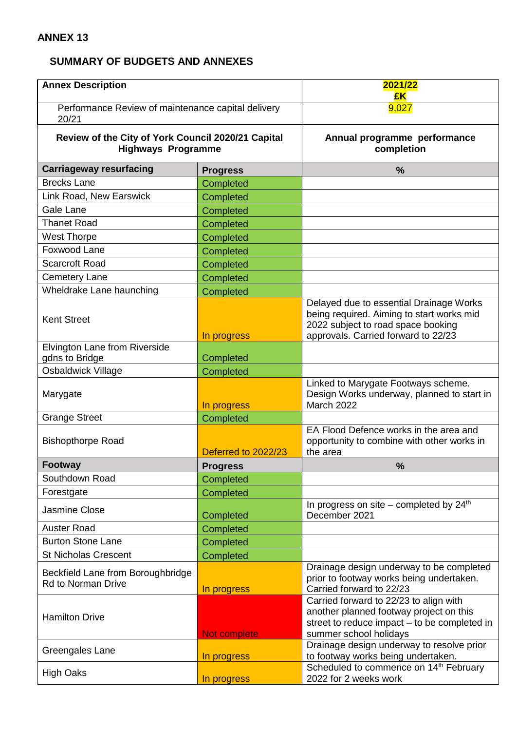**ANNEX 13**

## SUMMARY OF BUDGETS AND ANNEXES

| Annex Description | | 2021/22 £K |
|---|---|---|
| Performance Review of maintenance capital delivery 20/21 | | 9,027 |
| **Review of the City of York Council 2020/21 Capital Highways Programme** | | **Annual programme performance completion** |
| **Carriageway resurfacing** | **Progress** | **%** |
| Brecks Lane | Completed | |
| Link Road, New Earswick | Completed | |
| Gale Lane | Completed | |
| Thanet Road | Completed | |
| West Thorpe | Completed | |
| Foxwood Lane | Completed | |
| Scarcroft Road | Completed | |
| Cemetery Lane | Completed | |
| Wheldrake Lane haunching | Completed | |
| Kent Street | In progress | Delayed due to essential Drainage Works being required. Aiming to start works mid 2022 subject to road space booking approvals. Carried forward to 22/23 |
| Elvington Lane from Riverside gdns to Bridge | Completed | |
| Osbaldwick Village | Completed | |
| Marygate | In progress | Linked to Marygate Footways scheme. Design Works underway, planned to start in March 2022 |
| Grange Street | Completed | |
| Bishopthorpe Road | Deferred to 2022/23 | EA Flood Defence works in the area and opportunity to combine with other works in the area |
| **Footway** | **Progress** | **%** |
| Southdown Road | Completed | |
| Forestgate | Completed | |
| Jasmine Close | Completed | In progress on site – completed by 24th December 2021 |
| Auster Road | Completed | |
| Burton Stone Lane | Completed | |
| St Nicholas Crescent | Completed | |
| Beckfield Lane from Boroughbridge Rd to Norman Drive | In progress | Drainage design underway to be completed prior to footway works being undertaken. Carried forward to 22/23 |
| Hamilton Drive | Not complete | Carried forward to 22/23 to align with another planned footway project on this street to reduce impact – to be completed in summer school holidays |
| Greengales Lane | In progress | Drainage design underway to resolve prior to footway works being undertaken. |
| High Oaks | In progress | Scheduled to commence on 14th February 2022 for 2 weeks work |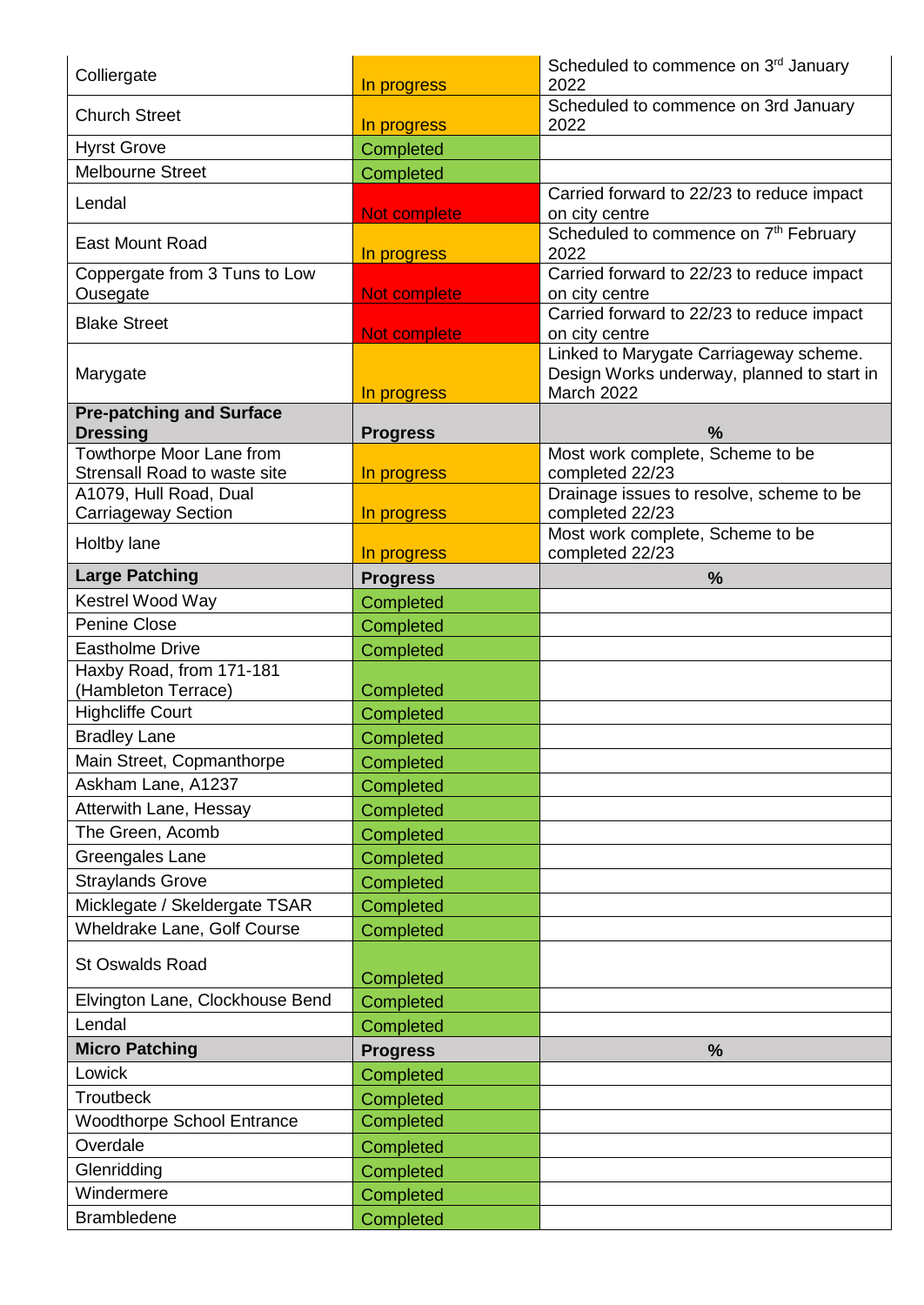| | | |
|---|---|---|
| Colliergate | In progress | Scheduled to commence on 3rd January 2022 |
| Church Street | In progress | Scheduled to commence on 3rd January 2022 |
| Hyrst Grove | Completed | |
| Melbourne Street | Completed | |
| Lendal | Not complete | Carried forward to 22/23 to reduce impact on city centre |
| East Mount Road | In progress | Scheduled to commence on 7th February 2022 |
| Coppergate from 3 Tuns to Low Ousegate | Not complete | Carried forward to 22/23 to reduce impact on city centre |
| Blake Street | Not complete | Carried forward to 22/23 to reduce impact on city centre |
| Marygate | In progress | Linked to Marygate Carriageway scheme. Design Works underway, planned to start in March 2022 |
| **Pre-patching and Surface Dressing** | **Progress** | **%** |
| Towthorpe Moor Lane from Strensall Road to waste site | In progress | Most work complete, Scheme to be completed 22/23 |
| A1079, Hull Road, Dual Carriageway Section | In progress | Drainage issues to resolve, scheme to be completed 22/23 |
| Holtby lane | In progress | Most work complete, Scheme to be completed 22/23 |
| **Large Patching** | **Progress** | **%** |
| Kestrel Wood Way | Completed | |
| Penine Close | Completed | |
| Eastholme Drive | Completed | |
| Haxby Road, from 171-181 (Hambleton Terrace) | Completed | |
| Highcliffe Court | Completed | |
| Bradley Lane | Completed | |
| Main Street, Copmanthorpe | Completed | |
| Askham Lane, A1237 | Completed | |
| Atterwith Lane, Hessay | Completed | |
| The Green, Acomb | Completed | |
| Greengales Lane | Completed | |
| Straylands Grove | Completed | |
| Micklegate / Skeldergate TSAR | Completed | |
| Wheldrake Lane, Golf Course | Completed | |
| St Oswalds Road | Completed | |
| Elvington Lane, Clockhouse Bend | Completed | |
| Lendal | Completed | |
| **Micro Patching** | **Progress** | **%** |
| Lowick | Completed | |
| Troutbeck | Completed | |
| Woodthorpe School Entrance | Completed | |
| Overdale | Completed | |
| Glenridding | Completed | |
| Windermere | Completed | |
| Brambledene | Completed | |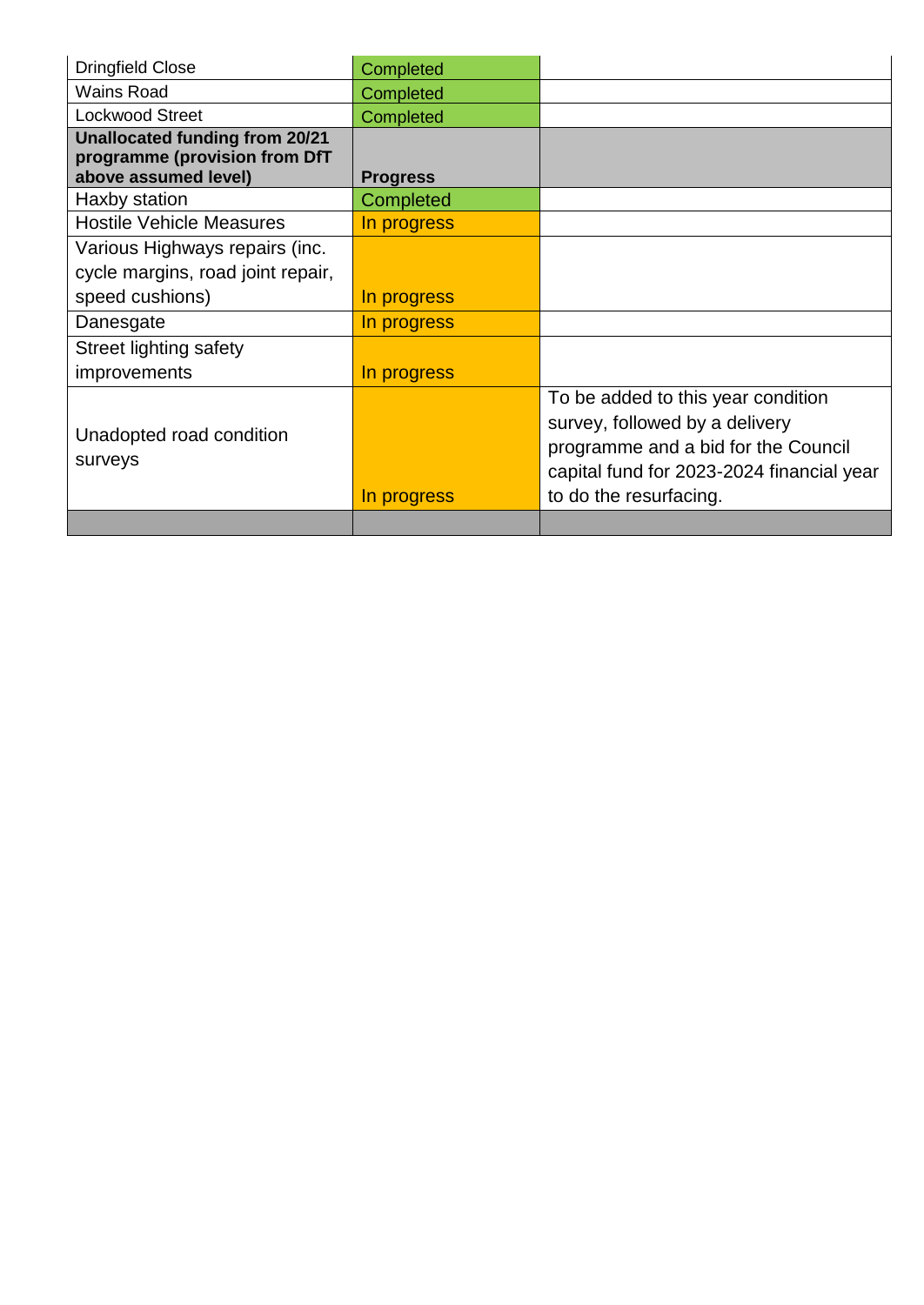| | | |
|---|---|---|
| Dringfield Close | Completed | |
| Wains Road | Completed | |
| Lockwood Street | Completed | |
| **Unallocated funding from 20/21 programme (provision from DfT above assumed level)** | **Progress** | |
| Haxby station | Completed | |
| Hostile Vehicle Measures | In progress | |
| Various Highways repairs (inc. cycle margins, road joint repair, speed cushions) | In progress | |
| Danesgate | In progress | |
| Street lighting safety improvements | In progress | |
| Unadopted road condition surveys | In progress | To be added to this year condition survey, followed by a delivery programme and a bid for the Council capital fund for 2023-2024 financial year to do the resurfacing. |
| | | |